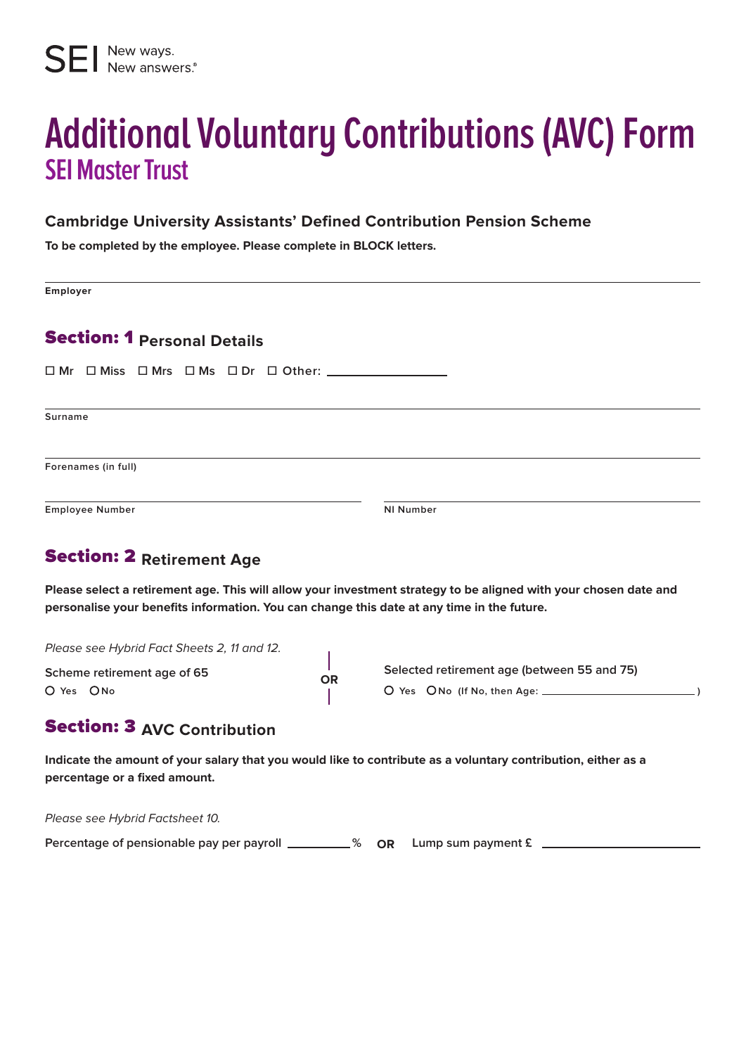SEI New ways. New answers.®

# Additional Voluntary Contributions (AVC) Form

## SEI Master Trust

### Cambridge University Assistants' Defined Contribution Pension Scheme

**To be completed by the employee. Please complete in BLOCK letters.**

Employer

## Section: 1 Personal Details

☐ Mr ☐ Miss ☐ Mrs ☐ Ms ☐ Dr ☐ Other: ____________

Surname

Forenames (in full)

Employee Number

NI Number

## Section: 2 Retirement Age

**Please select a retirement age. This will allow your investment strategy to be aligned with your chosen date and personalise your benefits information. You can change this date at any time in the future.**

*Please see Hybrid Fact Sheets 2, 11 and 12.*

Scheme retirement age of 65

○ Yes ○ No

**OR**

Selected retirement age (between 55 and 75)

○ Yes ○ No (If No, then Age: ____________ )

## Section: 3 AVC Contribution

**Indicate the amount of your salary that you would like to contribute as a voluntary contribution, either as a percentage or a fixed amount.**

*Please see Hybrid Factsheet 10.*

Percentage of pensionable pay per payroll ________ % **OR** Lump sum payment £ ____________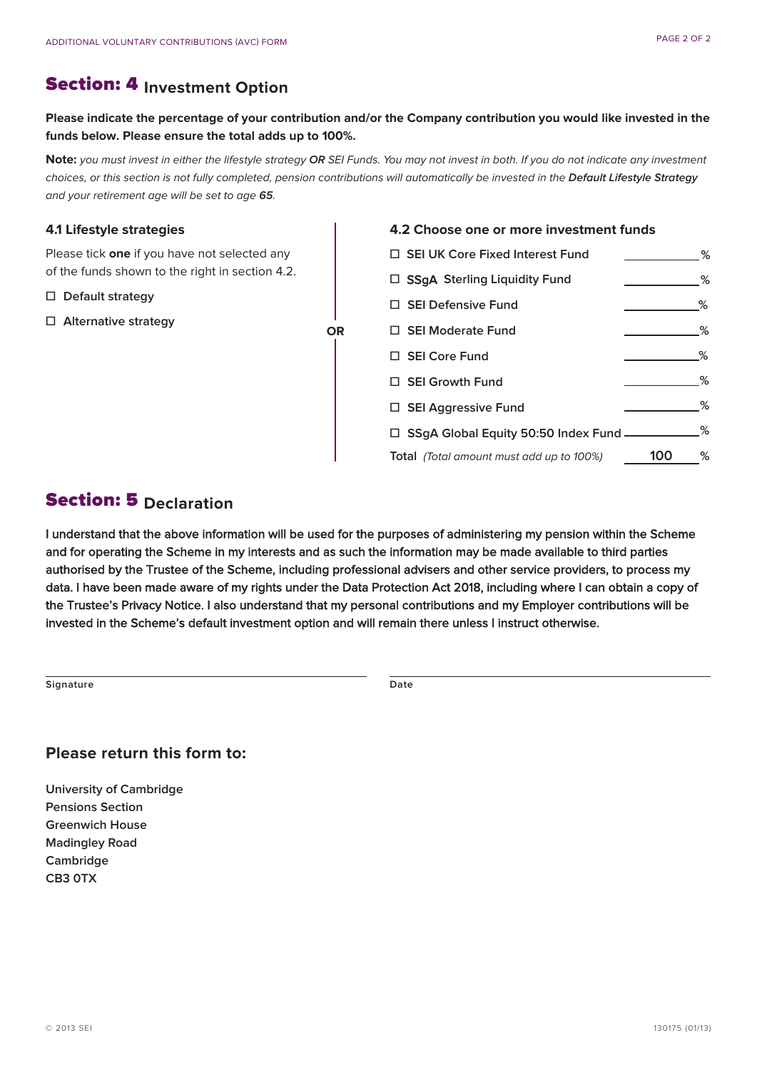## Section: 4 Investment Option

**Please indicate the percentage of your contribution and/or the Company contribution you would like invested in the funds below. Please ensure the total adds up to 100%.**

**Note:** *you must invest in either the lifestyle strategy **OR** SEI Funds. You may not invest in both. If you do not indicate any investment choices, or this section is not fully completed, pension contributions will automatically be invested in the **Default Lifestyle Strategy** and your retirement age will be set to age **65**.*

### 4.1 Lifestyle strategies

Please tick **one** if you have not selected any of the funds shown to the right in section 4.2.

☐ Default strategy

☐ Alternative strategy

**OR**

### 4.2 Choose one or more investment funds

| | |
|---|---|
| ☐ SEI UK Core Fixed Interest Fund | ____% |
| ☐ SSgA Sterling Liquidity Fund | ____% |
| ☐ SEI Defensive Fund | ____% |
| ☐ SEI Moderate Fund | ____% |
| ☐ SEI Core Fund | ____% |
| ☐ SEI Growth Fund | ____% |
| ☐ SEI Aggressive Fund | ____% |
| ☐ SSgA Global Equity 50:50 Index Fund | ____% |
| Total *(Total amount must add up to 100%)* | 100 % |

## Section: 5 Declaration

I understand that the above information will be used for the purposes of administering my pension within the Scheme and for operating the Scheme in my interests and as such the information may be made available to third parties authorised by the Trustee of the Scheme, including professional advisers and other service providers, to process my data. I have been made aware of my rights under the Data Protection Act 2018, including where I can obtain a copy of the Trustee's Privacy Notice. I also understand that my personal contributions and my Employer contributions will be invested in the Scheme's default investment option and will remain there unless I instruct otherwise.

Signature ______________________ Date ______________________

### Please return this form to:

University of Cambridge
Pensions Section
Greenwich House
Madingley Road
Cambridge
CB3 0TX

© 2013 SEI

130175 (01/13)